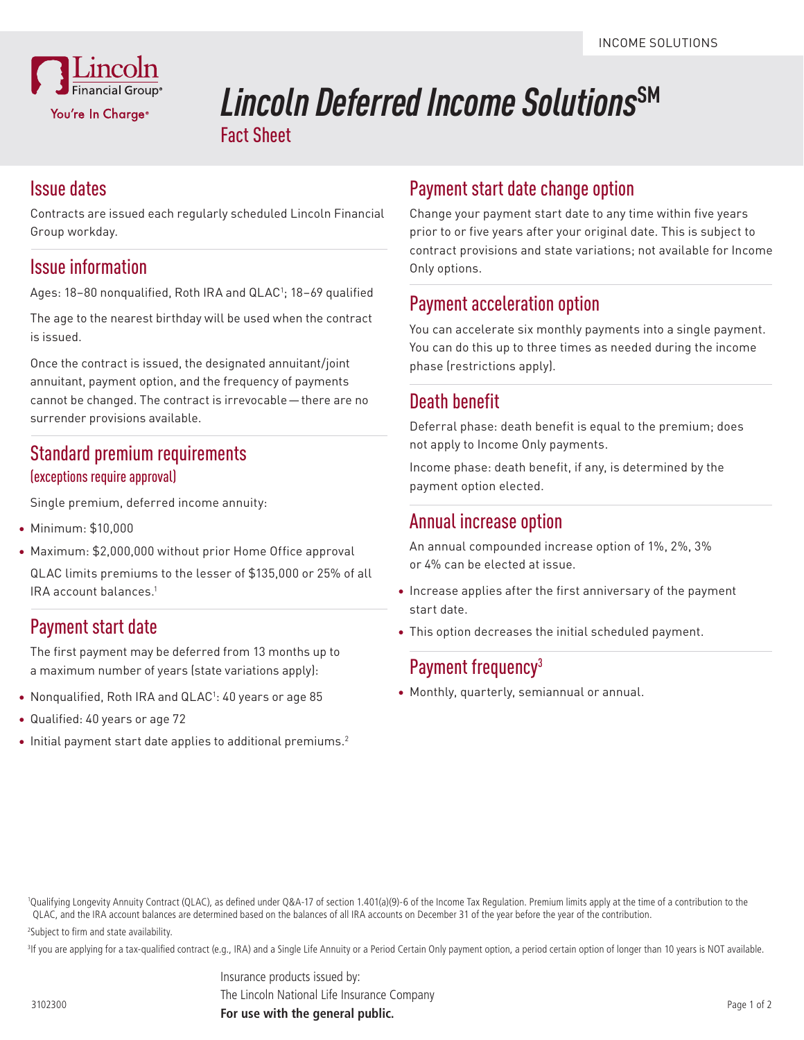INCOME SOLUTIONS

# Lincoln Deferred Income Solutions℠

## Fact Sheet

## Issue dates

Contracts are issued each regularly scheduled Lincoln Financial Group workday.

## Issue information

Ages: 18–80 nonqualified, Roth IRA and QLAC[1]; 18–69 qualified

The age to the nearest birthday will be used when the contract is issued.

Once the contract is issued, the designated annuitant/joint annuitant, payment option, and the frequency of payments cannot be changed. The contract is irrevocable — there are no surrender provisions available.

## Standard premium requirements

### (exceptions require approval)

Single premium, deferred income annuity:

- Minimum: $10,000
- Maximum: $2,000,000 without prior Home Office approval

QLAC limits premiums to the lesser of $135,000 or 25% of all IRA account balances.[1]

## Payment start date

The first payment may be deferred from 13 months up to a maximum number of years (state variations apply):

- Nonqualified, Roth IRA and QLAC[1]: 40 years or age 85
- Qualified: 40 years or age 72
- Initial payment start date applies to additional premiums.[2]

## Payment start date change option

Change your payment start date to any time within five years prior to or five years after your original date. This is subject to contract provisions and state variations; not available for Income Only options.

## Payment acceleration option

You can accelerate six monthly payments into a single payment. You can do this up to three times as needed during the income phase (restrictions apply).

## Death benefit

Deferral phase: death benefit is equal to the premium; does not apply to Income Only payments.

Income phase: death benefit, if any, is determined by the payment option elected.

## Annual increase option

An annual compounded increase option of 1%, 2%, 3% or 4% can be elected at issue.

- Increase applies after the first anniversary of the payment start date.
- This option decreases the initial scheduled payment.

## Payment frequency[3]

- Monthly, quarterly, semiannual or annual.

[1]Qualifying Longevity Annuity Contract (QLAC), as defined under Q&A-17 of section 1.401(a)(9)-6 of the Income Tax Regulation. Premium limits apply at the time of a contribution to the QLAC, and the IRA account balances are determined based on the balances of all IRA accounts on December 31 of the year before the year of the contribution.

[2]Subject to firm and state availability.

[3]If you are applying for a tax-qualified contract (e.g., IRA) and a Single Life Annuity or a Period Certain Only payment option, a period certain option of longer than 10 years is NOT available.

Insurance products issued by:
The Lincoln National Life Insurance Company
**For use with the general public.**

3102300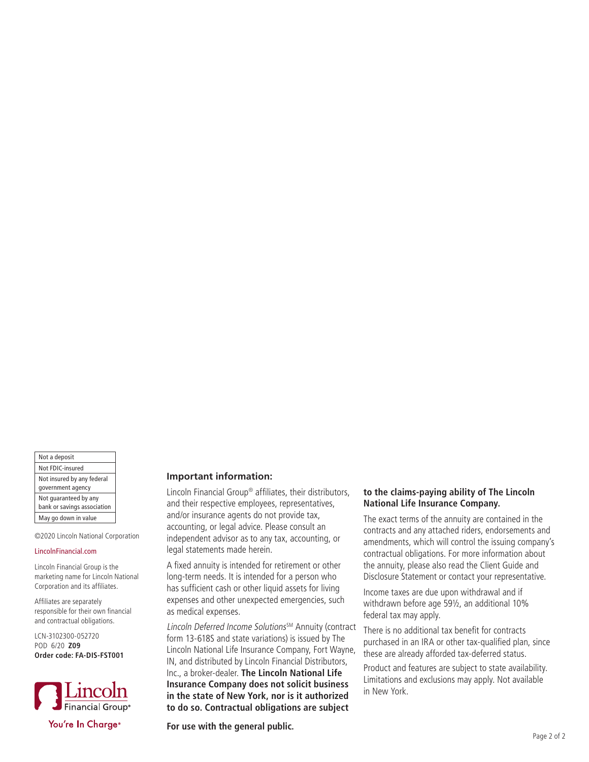| |
|---|
| Not a deposit |
| Not FDIC-insured |
| Not insured by any federal government agency |
| Not guaranteed by any bank or savings association |
| May go down in value |

©2020 Lincoln National Corporation

LincolnFinancial.com

Lincoln Financial Group is the marketing name for Lincoln National Corporation and its affiliates.

Affiliates are separately responsible for their own financial and contractual obligations.

LCN-3102300-052720
POD 6/20 **Z09**
**Order code: FA-DIS-FST001**

Lincoln Financial Group®

You're In Charge®

## Important information:

Lincoln Financial Group® affiliates, their distributors, and their respective employees, representatives, and/or insurance agents do not provide tax, accounting, or legal advice. Please consult an independent advisor as to any tax, accounting, or legal statements made herein.

A fixed annuity is intended for retirement or other long-term needs. It is intended for a person who has sufficient cash or other liquid assets for living expenses and other unexpected emergencies, such as medical expenses.

*Lincoln Deferred Income Solutions*SM Annuity (contract form 13-618S and state variations) is issued by The Lincoln National Life Insurance Company, Fort Wayne, IN, and distributed by Lincoln Financial Distributors, Inc., a broker-dealer. **The Lincoln National Life Insurance Company does not solicit business in the state of New York, nor is it authorized to do so. Contractual obligations are subject to the claims-paying ability of The Lincoln National Life Insurance Company.**

The exact terms of the annuity are contained in the contracts and any attached riders, endorsements and amendments, which will control the issuing company's contractual obligations. For more information about the annuity, please also read the Client Guide and Disclosure Statement or contact your representative.

Income taxes are due upon withdrawal and if withdrawn before age 59½, an additional 10% federal tax may apply.

There is no additional tax benefit for contracts purchased in an IRA or other tax-qualified plan, since these are already afforded tax-deferred status.

Product and features are subject to state availability. Limitations and exclusions may apply. Not available in New York.

**For use with the general public.**